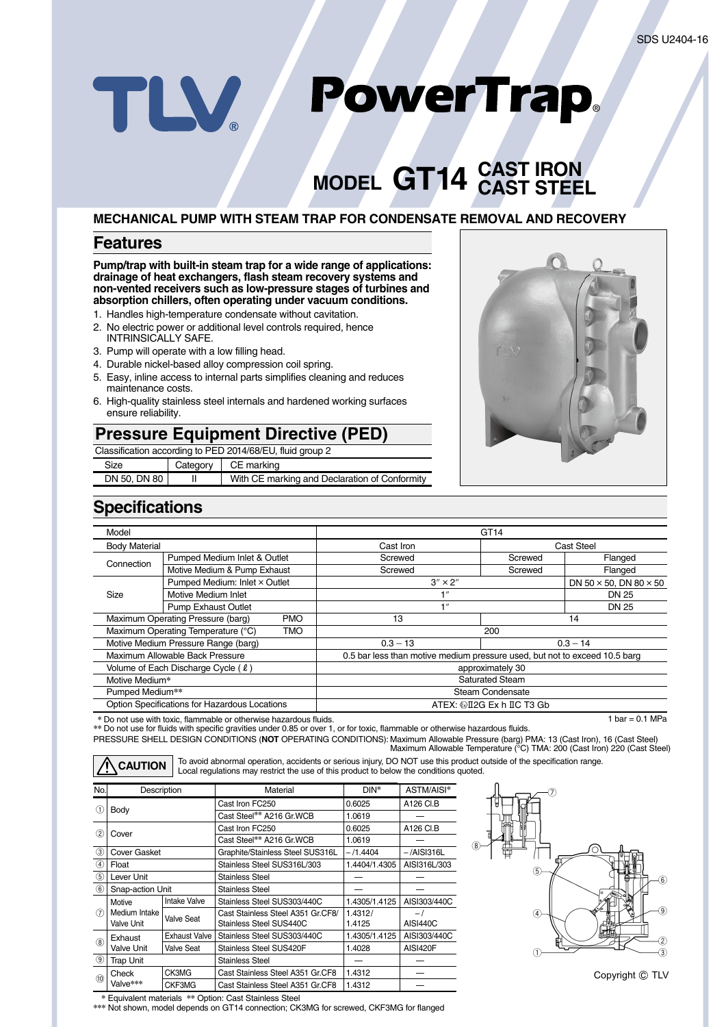SDS U2404-16

# TLV PowerTrap®

# MODEL GT14 CAST IRON CAST STEEL

## MECHANICAL PUMP WITH STEAM TRAP FOR CONDENSATE REMOVAL AND RECOVERY

## Features

**Pump/trap with built-in steam trap for a wide range of applications: drainage of heat exchangers, flash steam recovery systems and non-vented receivers such as low-pressure stages of turbines and absorption chillers, often operating under vacuum conditions.**

1. Handles high-temperature condensate without cavitation.
2. No electric power or additional level controls required, hence INTRINSICALLY SAFE.
3. Pump will operate with a low filling head.
4. Durable nickel-based alloy compression coil spring.
5. Easy, inline access to internal parts simplifies cleaning and reduces maintenance costs.
6. High-quality stainless steel internals and hardened working surfaces ensure reliability.

## Pressure Equipment Directive (PED)

Classification according to PED 2014/68/EU, fluid group 2

| Size | Category | CE marking |
|---|---|---|
| DN 50, DN 80 | II | With CE marking and Declaration of Conformity |

## Specifications

| Model | | | GT14 | | |
|---|---|---|---|---|---|
| Body Material | | | Cast Iron | Cast Steel | |
| Connection | Pumped Medium Inlet & Outlet | | Screwed | Screwed | Flanged |
| | Motive Medium & Pump Exhaust | | Screwed | Screwed | Flanged |
| Size | Pumped Medium: Inlet × Outlet | | 3″ × 2″ | 3″ × 2″ | DN 50 × 50, DN 80 × 50 |
| | Motive Medium Inlet | | 1″ | 1″ | DN 25 |
| | Pump Exhaust Outlet | | 1″ | 1″ | DN 25 |
| Maximum Operating Pressure (barg) | | PMO | 13 | 14 | |
| Maximum Operating Temperature (°C) | | TMO | 200 | | |
| Motive Medium Pressure Range (barg) | | | 0.3 – 13 | 0.3 – 14 | |
| Maximum Allowable Back Pressure | | | 0.5 bar less than motive medium pressure used, but not to exceed 10.5 barg | | |
| Volume of Each Discharge Cycle (ℓ) | | | approximately 30 | | |
| Motive Medium* | | | Saturated Steam | | |
| Pumped Medium** | | | Steam Condensate | | |
| Option Specifications for Hazardous Locations | | | ATEX: Ⓔx II2G Ex h IIC T3 Gb | | |

\* Do not use with toxic, flammable or otherwise hazardous fluids.
** Do not use for fluids with specific gravities under 0.85 or over 1, or for toxic, flammable or otherwise hazardous fluids.

1 bar = 0.1 MPa

PRESSURE SHELL DESIGN CONDITIONS (**NOT** OPERATING CONDITIONS): Maximum Allowable Pressure (barg) PMA: 13 (Cast Iron), 16 (Cast Steel)
Maximum Allowable Temperature (°C) TMA: 200 (Cast Iron) 220 (Cast Steel)

⚠ **CAUTION** To avoid abnormal operation, accidents or serious injury, DO NOT use this product outside of the specification range. Local regulations may restrict the use of this product to below the conditions quoted.

| No. | Description | | Material | DIN* | ASTM/AISI* |
|---|---|---|---|---|---|
| ① | Body | | Cast Iron FC250 | 0.6025 | A126 Cl.B |
| | | | Cast Steel** A216 Gr.WCB | 1.0619 | — |
| ② | Cover | | Cast Iron FC250 | 0.6025 | A126 Cl.B |
| | | | Cast Steel** A216 Gr.WCB | 1.0619 | — |
| ③ | Cover Gasket | | Graphite/Stainless Steel SUS316L | – /1.4404 | – /AISI316L |
| ④ | Float | | Stainless Steel SUS316L/303 | 1.4404/1.4305 | AISI316L/303 |
| ⑤ | Lever Unit | | Stainless Steel | — | — |
| ⑥ | Snap-action Unit | | Stainless Steel | — | — |
| ⑦ | Motive Medium Intake Valve Unit | Intake Valve | Stainless Steel SUS303/440C | 1.4305/1.4125 | AISI303/440C |
| | | Valve Seat | Cast Stainless Steel A351 Gr.CF8/ Stainless Steel SUS440C | 1.4312/ 1.4125 | – / AISI440C |
| ⑧ | Exhaust Valve Unit | Exhaust Valve | Stainless Steel SUS303/440C | 1.4305/1.4125 | AISI303/440C |
| | | Valve Seat | Stainless Steel SUS420F | 1.4028 | AISI420F |
| ⑨ | Trap Unit | | Stainless Steel | — | — |
| ⑩ | Check Valve*** | CK3MG | Cast Stainless Steel A351 Gr.CF8 | 1.4312 | — |
| | | CKF3MG | Cast Stainless Steel A351 Gr.CF8 | 1.4312 | — |

\* Equivalent materials ** Option: Cast Stainless Steel
*** Not shown, model depends on GT14 connection; CK3MG for screwed, CKF3MG for flanged

Copyright © TLV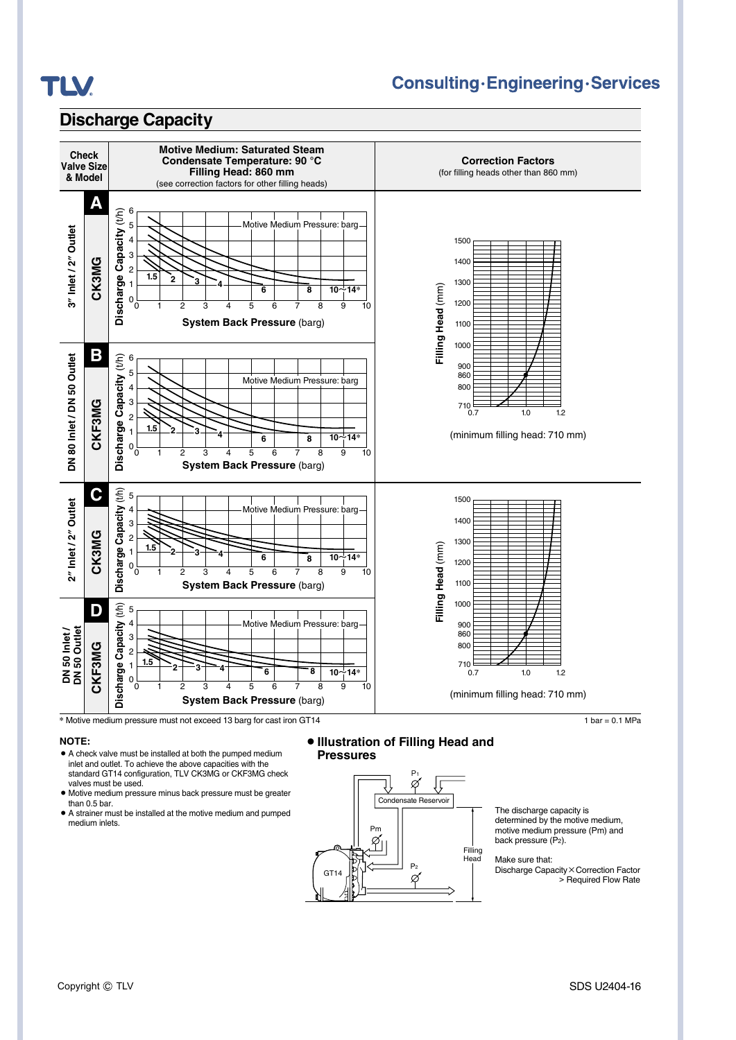## Discharge Capacity

| Check Valve Size & Model | Motive Medium: Saturated Steam<br>Condensate Temperature: 90 °C<br>Filling Head: 860 mm<br>(see correction factors for other filling heads) | Correction Factors<br>(for filling heads other than 860 mm) |
|---|---|---|
| A — 3″ Inlet / 2″ Outlet — CK3MG | Discharge Capacity (t/h) vs. System Back Pressure (barg); Motive Medium Pressure: barg — curves 1.5, 2, 3, 4, 6, 8, 10~14* | Filling Head (mm) vs. correction factor (0.7 – 1.2); (minimum filling head: 710 mm) |
| B — DN 80 Inlet / DN 50 Outlet — CKF3MG | Discharge Capacity (t/h) vs. System Back Pressure (barg); Motive Medium Pressure: barg — curves 1.5, 2, 3, 4, 6, 8, 10~14* | |
| C — 2″ Inlet / 2″ Outlet — CK3MG | Discharge Capacity (t/h) vs. System Back Pressure (barg); Motive Medium Pressure: barg — curves 1.5, 2, 3, 4, 6, 8, 10~14* | Filling Head (mm) vs. correction factor (0.7 – 1.2); (minimum filling head: 710 mm) |
| D — DN 50 Inlet / DN 50 Outlet — CKF3MG | Discharge Capacity (t/h) vs. System Back Pressure (barg); Motive Medium Pressure: barg — curves 1.5, 2, 3, 4, 6, 8, 10~14* | |

\* Motive medium pressure must not exceed 13 barg for cast iron GT14

1 bar = 0.1 MPa

**NOTE:**

- A check valve must be installed at both the pumped medium inlet and outlet. To achieve the above capacities with the standard GT14 configuration, TLV CK3MG or CKF3MG check valves must be used.
- Motive medium pressure minus back pressure must be greater than 0.5 bar.
- A strainer must be installed at the motive medium and pumped medium inlets.

### • Illustration of Filling Head and Pressures

Condensate Reservoir, $P_1$, Pm, $P_2$, GT14, Filling Head

The discharge capacity is determined by the motive medium, motive medium pressure (Pm) and back pressure ($P_2$).

Make sure that:
Discharge Capacity × Correction Factor > Required Flow Rate

Copyright © TLV

SDS U2404-16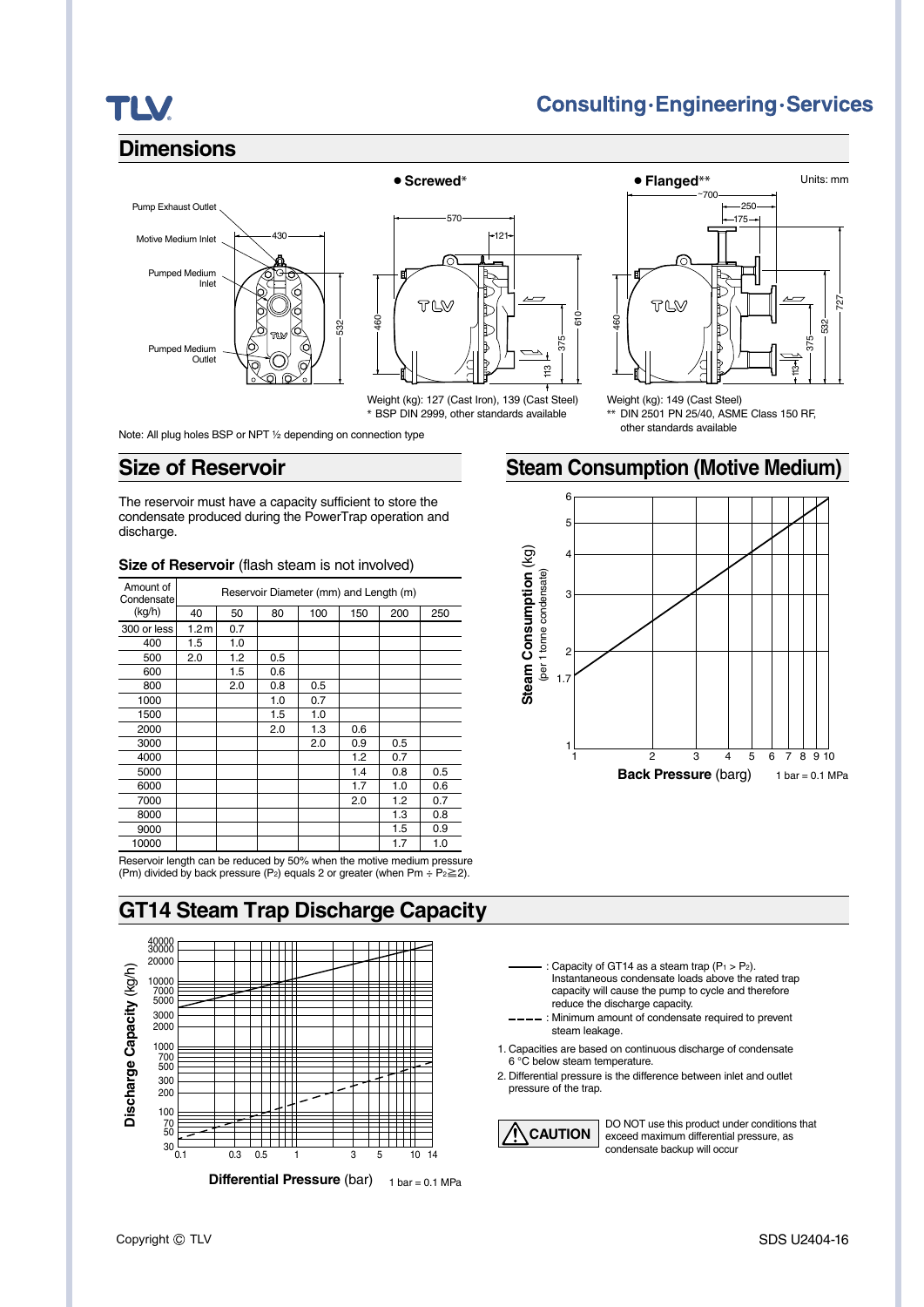## Dimensions

Units: mm

Pump Exhaust Outlet

Motive Medium Inlet

Pumped Medium Inlet

Pumped Medium Outlet

• **Screwed***

Weight (kg): 127 (Cast Iron), 139 (Cast Steel)
* BSP DIN 2999, other standards available

• **Flanged****

Weight (kg): 149 (Cast Steel)
** DIN 2501 PN 25/40, ASME Class 150 RF, other standards available

Note: All plug holes BSP or NPT ½ depending on connection type

## Size of Reservoir

The reservoir must have a capacity sufficient to store the condensate produced during the PowerTrap operation and discharge.

**Size of Reservoir** (flash steam is not involved)

| Amount of Condensate (kg/h) | Reservoir Diameter (mm) and Length (m) | | | | | | |
|---|---|---|---|---|---|---|---|
| | 40 | 50 | 80 | 100 | 150 | 200 | 250 |
| 300 or less | 1.2 m | 0.7 | | | | | |
| 400 | 1.5 | 1.0 | | | | | |
| 500 | 2.0 | 1.2 | 0.5 | | | | |
| 600 | | 1.5 | 0.6 | | | | |
| 800 | | 2.0 | 0.8 | 0.5 | | | |
| 1000 | | | 1.0 | 0.7 | | | |
| 1500 | | | 1.5 | 1.0 | | | |
| 2000 | | | 2.0 | 1.3 | 0.6 | | |
| 3000 | | | | 2.0 | 0.9 | 0.5 | |
| 4000 | | | | | 1.2 | 0.7 | |
| 5000 | | | | | 1.4 | 0.8 | 0.5 |
| 6000 | | | | | 1.7 | 1.0 | 0.6 |
| 7000 | | | | | 2.0 | 1.2 | 0.7 |
| 8000 | | | | | | 1.3 | 0.8 |
| 9000 | | | | | | 1.5 | 0.9 |
| 10000 | | | | | | 1.7 | 1.0 |

Reservoir length can be reduced by 50% when the motive medium pressure (Pm) divided by back pressure ($P_2$) equals 2 or greater (when $Pm \div P_2 \geqq 2$).

## Steam Consumption (Motive Medium)

Steam Consumption (kg) (per 1 tonne condensate)

Back Pressure (barg) 1 bar = 0.1 MPa

## GT14 Steam Trap Discharge Capacity

Discharge Capacity (kg/h)

Differential Pressure (bar) 1 bar = 0.1 MPa

——— : Capacity of GT14 as a steam trap ($P_1 > P_2$). Instantaneous condensate loads above the rated trap capacity will cause the pump to cycle and therefore reduce the discharge capacity.

– – – – : Minimum amount of condensate required to prevent steam leakage.

1. Capacities are based on continuous discharge of condensate 6 °C below steam temperature.
2. Differential pressure is the difference between inlet and outlet pressure of the trap.

**CAUTION** DO NOT use this product under conditions that exceed maximum differential pressure, as condensate backup will occur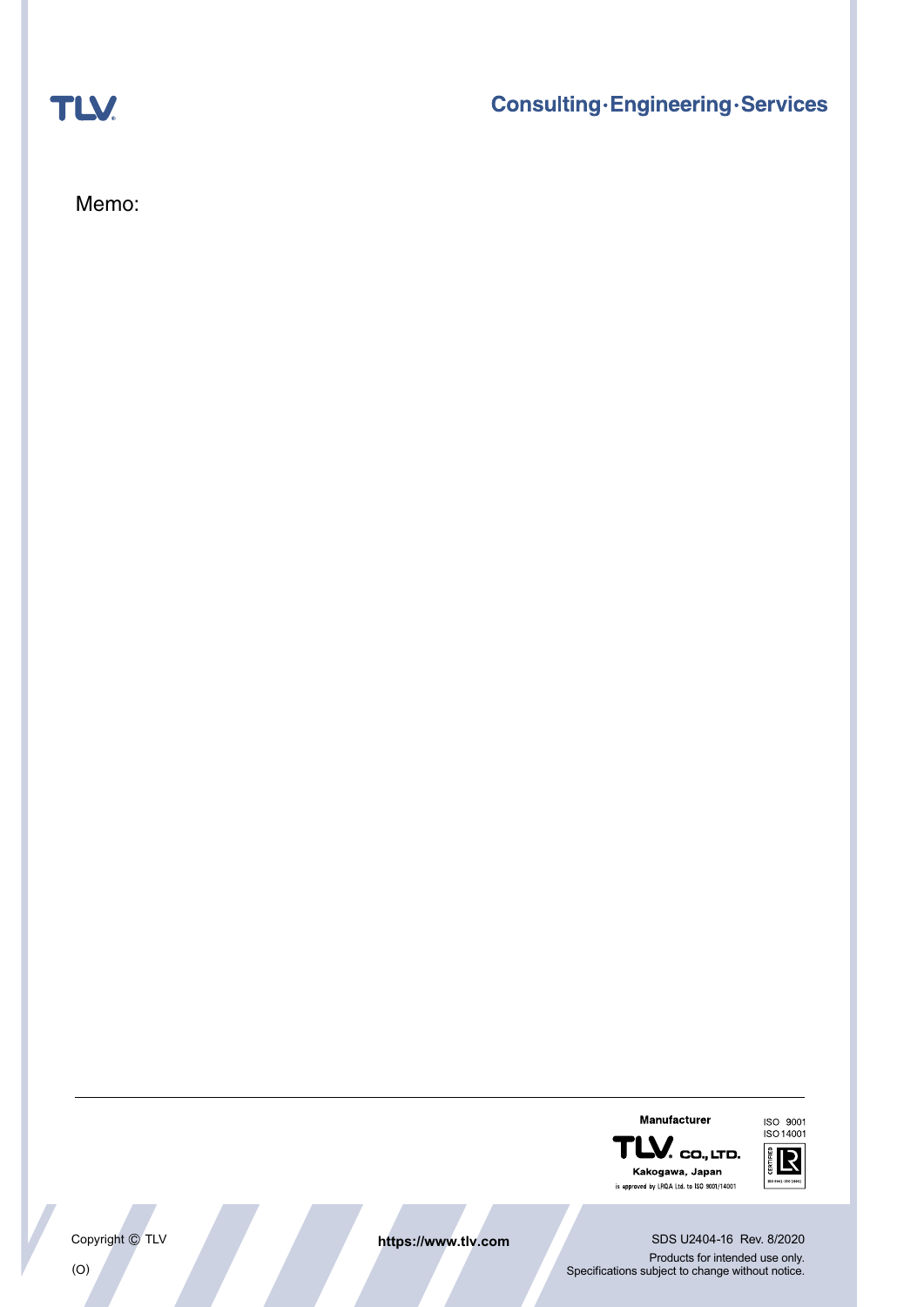Memo:

Manufacturer

TLV. CO., LTD.

Kakogawa, Japan

is approved by LRQA Ltd. to ISO 9001/14001

ISO 9001
ISO 14001

Copyright © TLV

(O)

https://www.tlv.com

SDS U2404-16 Rev. 8/2020

Products for intended use only.
Specifications subject to change without notice.